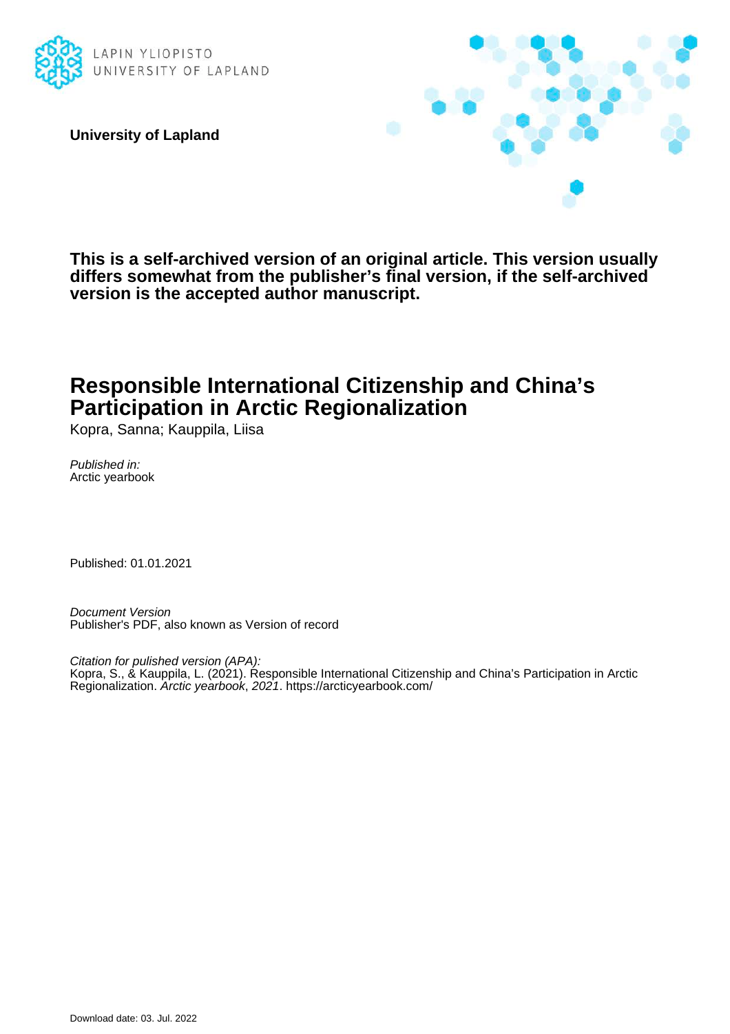LAPIN YLIOPISTO
UNIVERSITY OF LAPLAND

**University of Lapland**

**This is a self-archived version of an original article. This version usually differs somewhat from the publisher's final version, if the self-archived version is the accepted author manuscript.**

# Responsible International Citizenship and China's Participation in Arctic Regionalization

Kopra, Sanna; Kauppila, Liisa

*Published in:*
Arctic yearbook

Published: 01.01.2021

*Document Version*
Publisher's PDF, also known as Version of record

*Citation for pulished version (APA):*
Kopra, S., & Kauppila, L. (2021). Responsible International Citizenship and China's Participation in Arctic Regionalization. *Arctic yearbook*, *2021*. https://arcticyearbook.com/

Download date: 03. Jul. 2022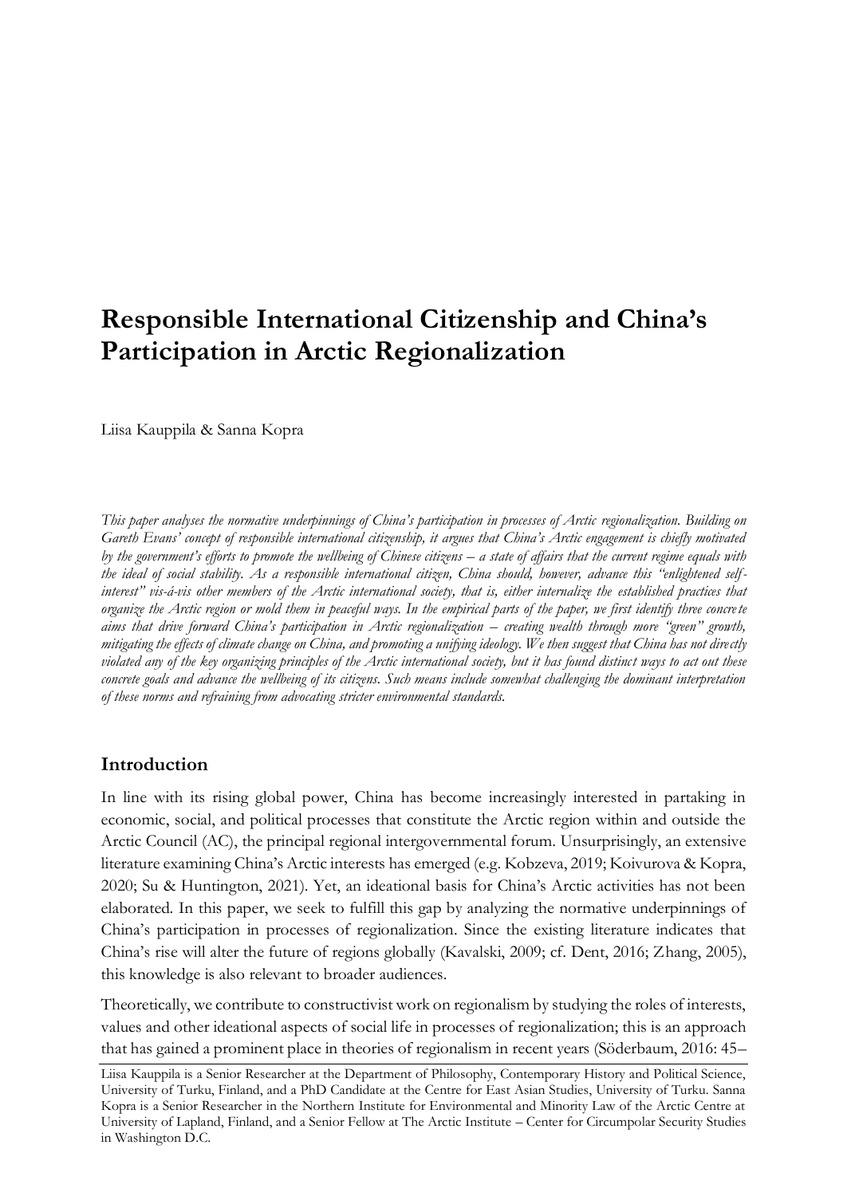# Responsible International Citizenship and China's Participation in Arctic Regionalization

Liisa Kauppila & Sanna Kopra

*This paper analyses the normative underpinnings of China's participation in processes of Arctic regionalization. Building on Gareth Evans' concept of responsible international citizenship, it argues that China's Arctic engagement is chiefly motivated by the government's efforts to promote the wellbeing of Chinese citizens – a state of affairs that the current regime equals with the ideal of social stability. As a responsible international citizen, China should, however, advance this "enlightened self-interest" vis-á-vis other members of the Arctic international society, that is, either internalize the established practices that organize the Arctic region or mold them in peaceful ways. In the empirical parts of the paper, we first identify three concrete aims that drive forward China's participation in Arctic regionalization – creating wealth through more "green" growth, mitigating the effects of climate change on China, and promoting a unifying ideology. We then suggest that China has not directly violated any of the key organizing principles of the Arctic international society, but it has found distinct ways to act out these concrete goals and advance the wellbeing of its citizens. Such means include somewhat challenging the dominant interpretation of these norms and refraining from advocating stricter environmental standards.*

## Introduction

In line with its rising global power, China has become increasingly interested in partaking in economic, social, and political processes that constitute the Arctic region within and outside the Arctic Council (AC), the principal regional intergovernmental forum. Unsurprisingly, an extensive literature examining China's Arctic interests has emerged (e.g. Kobzeva, 2019; Koivurova & Kopra, 2020; Su & Huntington, 2021). Yet, an ideational basis for China's Arctic activities has not been elaborated. In this paper, we seek to fulfill this gap by analyzing the normative underpinnings of China's participation in processes of regionalization. Since the existing literature indicates that China's rise will alter the future of regions globally (Kavalski, 2009; cf. Dent, 2016; Zhang, 2005), this knowledge is also relevant to broader audiences.

Theoretically, we contribute to constructivist work on regionalism by studying the roles of interests, values and other ideational aspects of social life in processes of regionalization; this is an approach that has gained a prominent place in theories of regionalism in recent years (Söderbaum, 2016: 45–

Liisa Kauppila is a Senior Researcher at the Department of Philosophy, Contemporary History and Political Science, University of Turku, Finland, and a PhD Candidate at the Centre for East Asian Studies, University of Turku. Sanna Kopra is a Senior Researcher in the Northern Institute for Environmental and Minority Law of the Arctic Centre at University of Lapland, Finland, and a Senior Fellow at The Arctic Institute – Center for Circumpolar Security Studies in Washington D.C.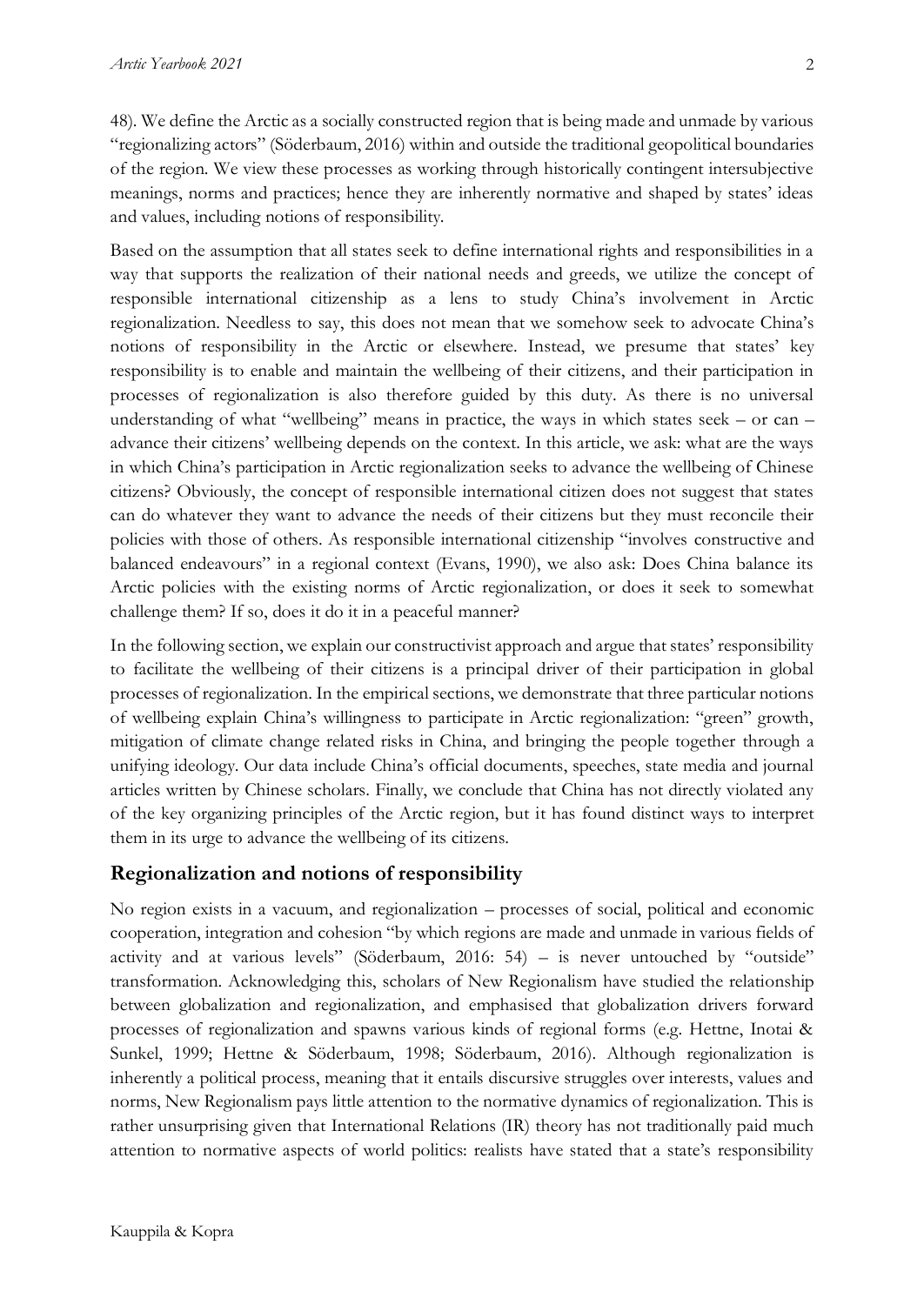48). We define the Arctic as a socially constructed region that is being made and unmade by various "regionalizing actors" (Söderbaum, 2016) within and outside the traditional geopolitical boundaries of the region. We view these processes as working through historically contingent intersubjective meanings, norms and practices; hence they are inherently normative and shaped by states' ideas and values, including notions of responsibility.

Based on the assumption that all states seek to define international rights and responsibilities in a way that supports the realization of their national needs and greeds, we utilize the concept of responsible international citizenship as a lens to study China's involvement in Arctic regionalization. Needless to say, this does not mean that we somehow seek to advocate China's notions of responsibility in the Arctic or elsewhere. Instead, we presume that states' key responsibility is to enable and maintain the wellbeing of their citizens, and their participation in processes of regionalization is also therefore guided by this duty. As there is no universal understanding of what "wellbeing" means in practice, the ways in which states seek – or can – advance their citizens' wellbeing depends on the context. In this article, we ask: what are the ways in which China's participation in Arctic regionalization seeks to advance the wellbeing of Chinese citizens? Obviously, the concept of responsible international citizen does not suggest that states can do whatever they want to advance the needs of their citizens but they must reconcile their policies with those of others. As responsible international citizenship "involves constructive and balanced endeavours" in a regional context (Evans, 1990), we also ask: Does China balance its Arctic policies with the existing norms of Arctic regionalization, or does it seek to somewhat challenge them? If so, does it do it in a peaceful manner?

In the following section, we explain our constructivist approach and argue that states' responsibility to facilitate the wellbeing of their citizens is a principal driver of their participation in global processes of regionalization. In the empirical sections, we demonstrate that three particular notions of wellbeing explain China's willingness to participate in Arctic regionalization: "green" growth, mitigation of climate change related risks in China, and bringing the people together through a unifying ideology. Our data include China's official documents, speeches, state media and journal articles written by Chinese scholars. Finally, we conclude that China has not directly violated any of the key organizing principles of the Arctic region, but it has found distinct ways to interpret them in its urge to advance the wellbeing of its citizens.

## Regionalization and notions of responsibility

No region exists in a vacuum, and regionalization – processes of social, political and economic cooperation, integration and cohesion "by which regions are made and unmade in various fields of activity and at various levels" (Söderbaum, 2016: 54) – is never untouched by "outside" transformation. Acknowledging this, scholars of New Regionalism have studied the relationship between globalization and regionalization, and emphasised that globalization drivers forward processes of regionalization and spawns various kinds of regional forms (e.g. Hettne, Inotai & Sunkel, 1999; Hettne & Söderbaum, 1998; Söderbaum, 2016). Although regionalization is inherently a political process, meaning that it entails discursive struggles over interests, values and norms, New Regionalism pays little attention to the normative dynamics of regionalization. This is rather unsurprising given that International Relations (IR) theory has not traditionally paid much attention to normative aspects of world politics: realists have stated that a state's responsibility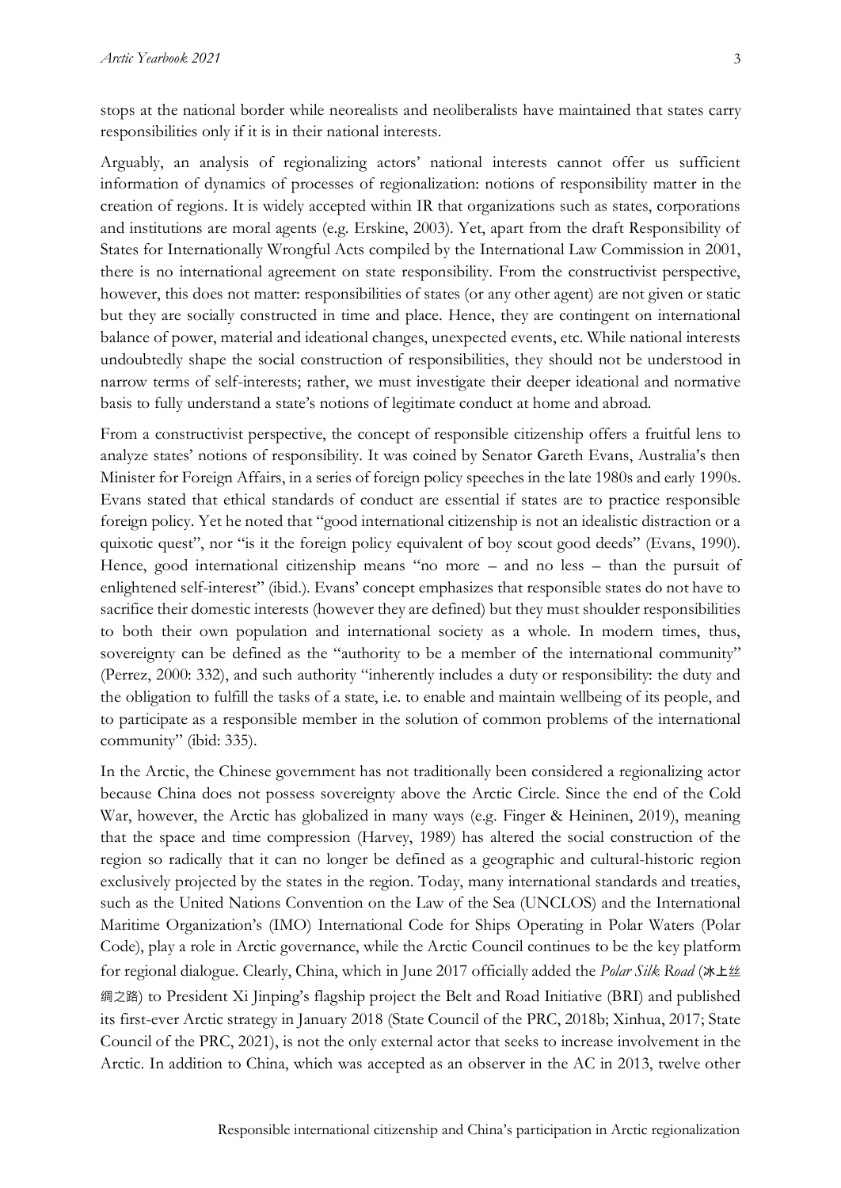stops at the national border while neorealists and neoliberalists have maintained that states carry responsibilities only if it is in their national interests.

Arguably, an analysis of regionalizing actors' national interests cannot offer us sufficient information of dynamics of processes of regionalization: notions of responsibility matter in the creation of regions. It is widely accepted within IR that organizations such as states, corporations and institutions are moral agents (e.g. Erskine, 2003). Yet, apart from the draft Responsibility of States for Internationally Wrongful Acts compiled by the International Law Commission in 2001, there is no international agreement on state responsibility. From the constructivist perspective, however, this does not matter: responsibilities of states (or any other agent) are not given or static but they are socially constructed in time and place. Hence, they are contingent on international balance of power, material and ideational changes, unexpected events, etc. While national interests undoubtedly shape the social construction of responsibilities, they should not be understood in narrow terms of self-interests; rather, we must investigate their deeper ideational and normative basis to fully understand a state's notions of legitimate conduct at home and abroad.

From a constructivist perspective, the concept of responsible citizenship offers a fruitful lens to analyze states' notions of responsibility. It was coined by Senator Gareth Evans, Australia's then Minister for Foreign Affairs, in a series of foreign policy speeches in the late 1980s and early 1990s. Evans stated that ethical standards of conduct are essential if states are to practice responsible foreign policy. Yet he noted that "good international citizenship is not an idealistic distraction or a quixotic quest", nor "is it the foreign policy equivalent of boy scout good deeds" (Evans, 1990). Hence, good international citizenship means "no more – and no less – than the pursuit of enlightened self-interest" (ibid.). Evans' concept emphasizes that responsible states do not have to sacrifice their domestic interests (however they are defined) but they must shoulder responsibilities to both their own population and international society as a whole. In modern times, thus, sovereignty can be defined as the "authority to be a member of the international community" (Perrez, 2000: 332), and such authority "inherently includes a duty or responsibility: the duty and the obligation to fulfill the tasks of a state, i.e. to enable and maintain wellbeing of its people, and to participate as a responsible member in the solution of common problems of the international community" (ibid: 335).

In the Arctic, the Chinese government has not traditionally been considered a regionalizing actor because China does not possess sovereignty above the Arctic Circle. Since the end of the Cold War, however, the Arctic has globalized in many ways (e.g. Finger & Heininen, 2019), meaning that the space and time compression (Harvey, 1989) has altered the social construction of the region so radically that it can no longer be defined as a geographic and cultural-historic region exclusively projected by the states in the region. Today, many international standards and treaties, such as the United Nations Convention on the Law of the Sea (UNCLOS) and the International Maritime Organization's (IMO) International Code for Ships Operating in Polar Waters (Polar Code), play a role in Arctic governance, while the Arctic Council continues to be the key platform for regional dialogue. Clearly, China, which in June 2017 officially added the *Polar Silk Road* (冰上丝绸之路) to President Xi Jinping's flagship project the Belt and Road Initiative (BRI) and published its first-ever Arctic strategy in January 2018 (State Council of the PRC, 2018b; Xinhua, 2017; State Council of the PRC, 2021), is not the only external actor that seeks to increase involvement in the Arctic. In addition to China, which was accepted as an observer in the AC in 2013, twelve other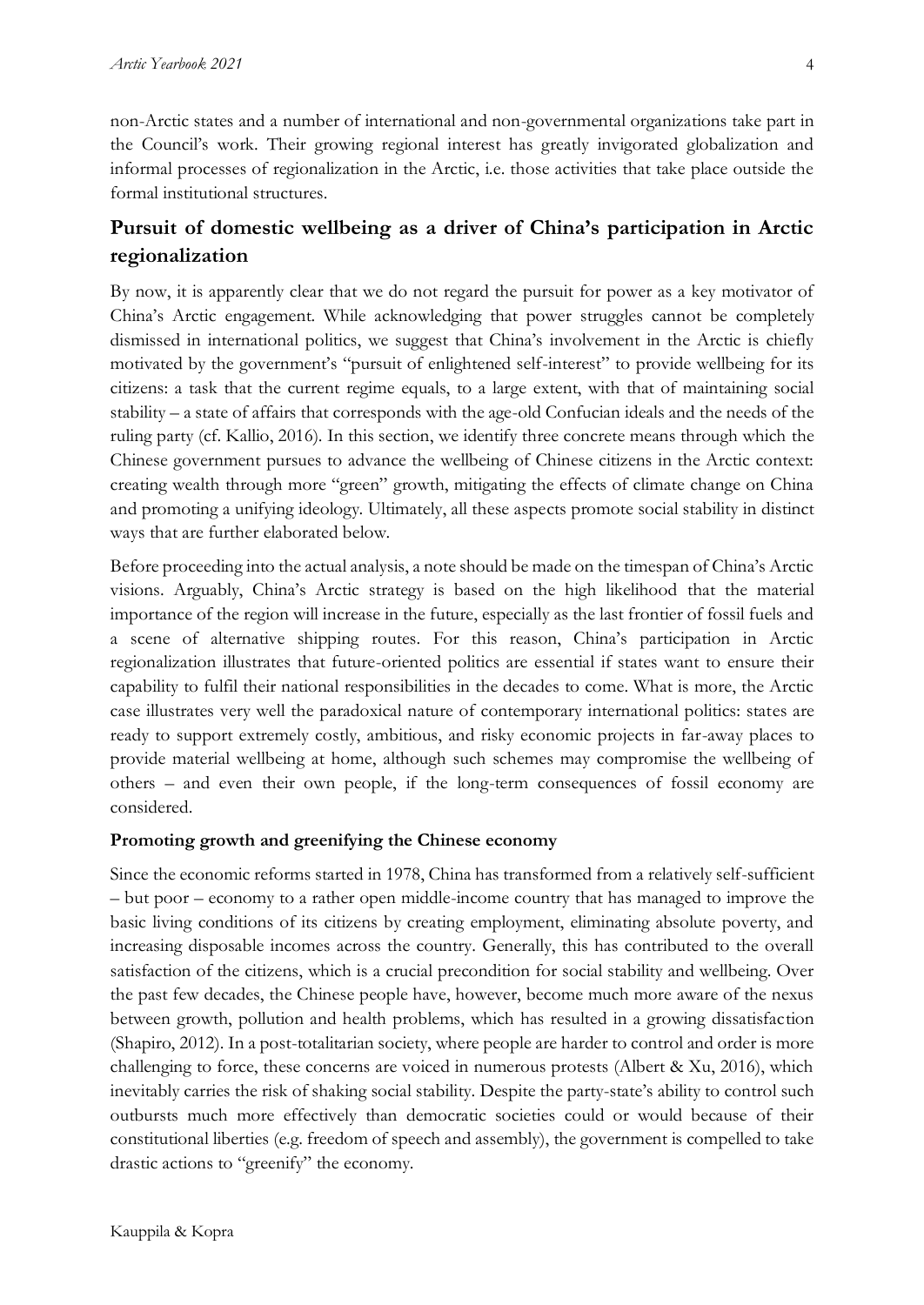non-Arctic states and a number of international and non-governmental organizations take part in the Council's work. Their growing regional interest has greatly invigorated globalization and informal processes of regionalization in the Arctic, i.e. those activities that take place outside the formal institutional structures.

## Pursuit of domestic wellbeing as a driver of China's participation in Arctic regionalization

By now, it is apparently clear that we do not regard the pursuit for power as a key motivator of China's Arctic engagement. While acknowledging that power struggles cannot be completely dismissed in international politics, we suggest that China's involvement in the Arctic is chiefly motivated by the government's "pursuit of enlightened self-interest" to provide wellbeing for its citizens: a task that the current regime equals, to a large extent, with that of maintaining social stability – a state of affairs that corresponds with the age-old Confucian ideals and the needs of the ruling party (cf. Kallio, 2016). In this section, we identify three concrete means through which the Chinese government pursues to advance the wellbeing of Chinese citizens in the Arctic context: creating wealth through more "green" growth, mitigating the effects of climate change on China and promoting a unifying ideology. Ultimately, all these aspects promote social stability in distinct ways that are further elaborated below.

Before proceeding into the actual analysis, a note should be made on the timespan of China's Arctic visions. Arguably, China's Arctic strategy is based on the high likelihood that the material importance of the region will increase in the future, especially as the last frontier of fossil fuels and a scene of alternative shipping routes. For this reason, China's participation in Arctic regionalization illustrates that future-oriented politics are essential if states want to ensure their capability to fulfil their national responsibilities in the decades to come. What is more, the Arctic case illustrates very well the paradoxical nature of contemporary international politics: states are ready to support extremely costly, ambitious, and risky economic projects in far-away places to provide material wellbeing at home, although such schemes may compromise the wellbeing of others – and even their own people, if the long-term consequences of fossil economy are considered.

### Promoting growth and greenifying the Chinese economy

Since the economic reforms started in 1978, China has transformed from a relatively self-sufficient – but poor – economy to a rather open middle-income country that has managed to improve the basic living conditions of its citizens by creating employment, eliminating absolute poverty, and increasing disposable incomes across the country. Generally, this has contributed to the overall satisfaction of the citizens, which is a crucial precondition for social stability and wellbeing. Over the past few decades, the Chinese people have, however, become much more aware of the nexus between growth, pollution and health problems, which has resulted in a growing dissatisfaction (Shapiro, 2012). In a post-totalitarian society, where people are harder to control and order is more challenging to force, these concerns are voiced in numerous protests (Albert & Xu, 2016), which inevitably carries the risk of shaking social stability. Despite the party-state's ability to control such outbursts much more effectively than democratic societies could or would because of their constitutional liberties (e.g. freedom of speech and assembly), the government is compelled to take drastic actions to "greenify" the economy.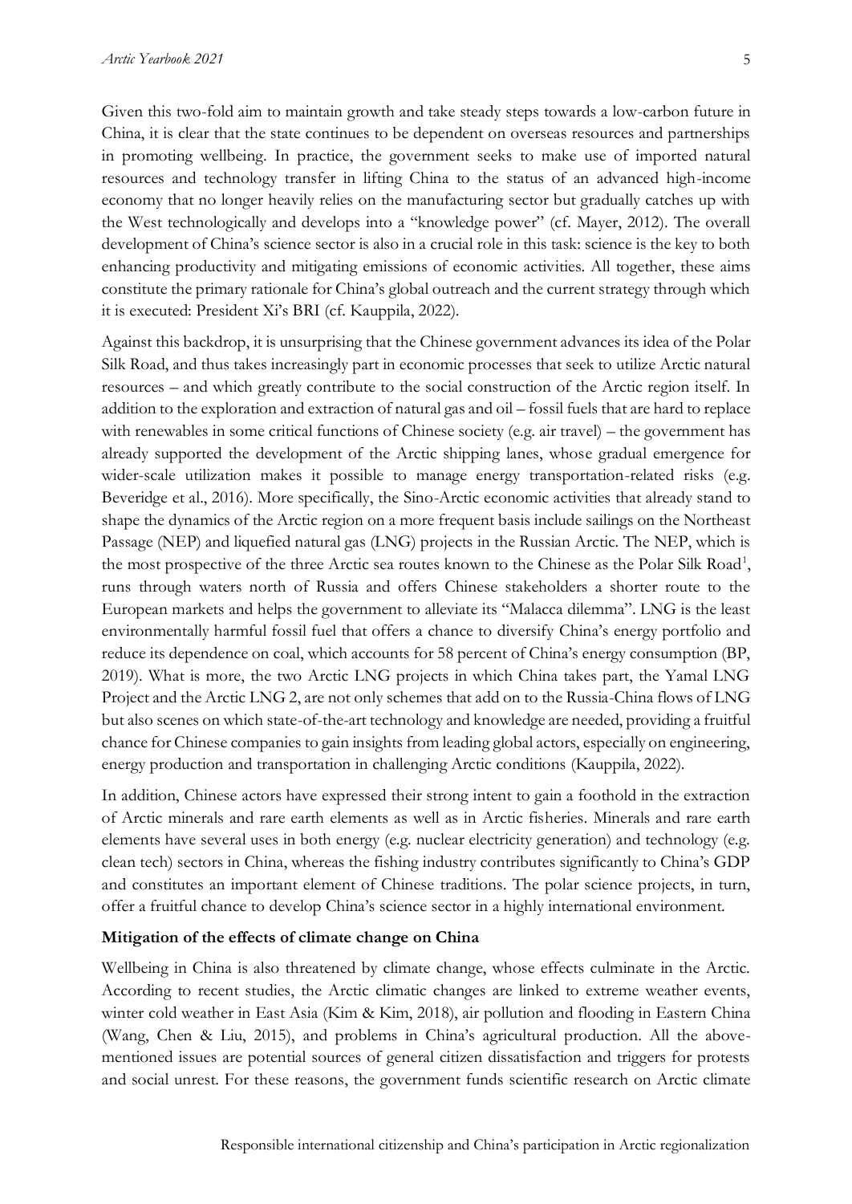Given this two-fold aim to maintain growth and take steady steps towards a low-carbon future in China, it is clear that the state continues to be dependent on overseas resources and partnerships in promoting wellbeing. In practice, the government seeks to make use of imported natural resources and technology transfer in lifting China to the status of an advanced high-income economy that no longer heavily relies on the manufacturing sector but gradually catches up with the West technologically and develops into a "knowledge power" (cf. Mayer, 2012). The overall development of China's science sector is also in a crucial role in this task: science is the key to both enhancing productivity and mitigating emissions of economic activities. All together, these aims constitute the primary rationale for China's global outreach and the current strategy through which it is executed: President Xi's BRI (cf. Kauppila, 2022).

Against this backdrop, it is unsurprising that the Chinese government advances its idea of the Polar Silk Road, and thus takes increasingly part in economic processes that seek to utilize Arctic natural resources – and which greatly contribute to the social construction of the Arctic region itself. In addition to the exploration and extraction of natural gas and oil – fossil fuels that are hard to replace with renewables in some critical functions of Chinese society (e.g. air travel) – the government has already supported the development of the Arctic shipping lanes, whose gradual emergence for wider-scale utilization makes it possible to manage energy transportation-related risks (e.g. Beveridge et al., 2016). More specifically, the Sino-Arctic economic activities that already stand to shape the dynamics of the Arctic region on a more frequent basis include sailings on the Northeast Passage (NEP) and liquefied natural gas (LNG) projects in the Russian Arctic. The NEP, which is the most prospective of the three Arctic sea routes known to the Chinese as the Polar Silk Road[1], runs through waters north of Russia and offers Chinese stakeholders a shorter route to the European markets and helps the government to alleviate its "Malacca dilemma". LNG is the least environmentally harmful fossil fuel that offers a chance to diversify China's energy portfolio and reduce its dependence on coal, which accounts for 58 percent of China's energy consumption (BP, 2019). What is more, the two Arctic LNG projects in which China takes part, the Yamal LNG Project and the Arctic LNG 2, are not only schemes that add on to the Russia-China flows of LNG but also scenes on which state-of-the-art technology and knowledge are needed, providing a fruitful chance for Chinese companies to gain insights from leading global actors, especially on engineering, energy production and transportation in challenging Arctic conditions (Kauppila, 2022).

In addition, Chinese actors have expressed their strong intent to gain a foothold in the extraction of Arctic minerals and rare earth elements as well as in Arctic fisheries. Minerals and rare earth elements have several uses in both energy (e.g. nuclear electricity generation) and technology (e.g. clean tech) sectors in China, whereas the fishing industry contributes significantly to China's GDP and constitutes an important element of Chinese traditions. The polar science projects, in turn, offer a fruitful chance to develop China's science sector in a highly international environment.

**Mitigation of the effects of climate change on China**

Wellbeing in China is also threatened by climate change, whose effects culminate in the Arctic. According to recent studies, the Arctic climatic changes are linked to extreme weather events, winter cold weather in East Asia (Kim & Kim, 2018), air pollution and flooding in Eastern China (Wang, Chen & Liu, 2015), and problems in China's agricultural production. All the above-mentioned issues are potential sources of general citizen dissatisfaction and triggers for protests and social unrest. For these reasons, the government funds scientific research on Arctic climate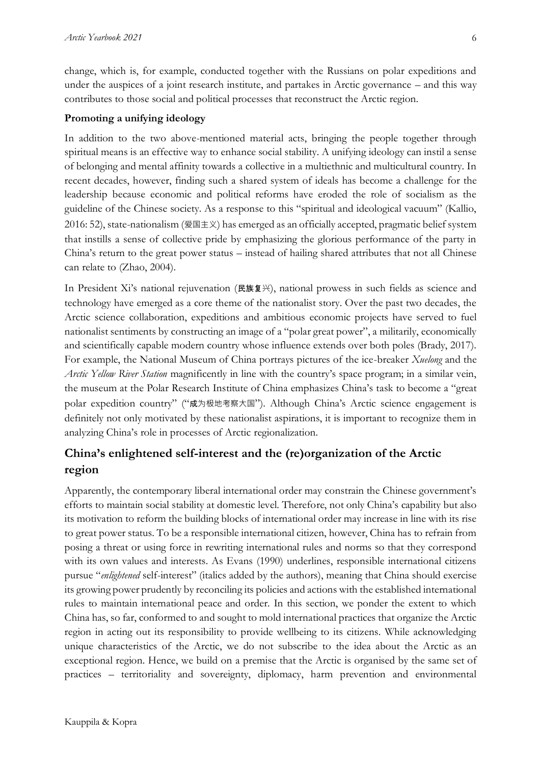change, which is, for example, conducted together with the Russians on polar expeditions and under the auspices of a joint research institute, and partakes in Arctic governance – and this way contributes to those social and political processes that reconstruct the Arctic region.

**Promoting a unifying ideology**

In addition to the two above-mentioned material acts, bringing the people together through spiritual means is an effective way to enhance social stability. A unifying ideology can instil a sense of belonging and mental affinity towards a collective in a multiethnic and multicultural country. In recent decades, however, finding such a shared system of ideals has become a challenge for the leadership because economic and political reforms have eroded the role of socialism as the guideline of the Chinese society. As a response to this "spiritual and ideological vacuum" (Kallio, 2016: 52), state-nationalism (爱国主义) has emerged as an officially accepted, pragmatic belief system that instills a sense of collective pride by emphasizing the glorious performance of the party in China's return to the great power status – instead of hailing shared attributes that not all Chinese can relate to (Zhao, 2004).

In President Xi's national rejuvenation (民族复兴), national prowess in such fields as science and technology have emerged as a core theme of the nationalist story. Over the past two decades, the Arctic science collaboration, expeditions and ambitious economic projects have served to fuel nationalist sentiments by constructing an image of a "polar great power", a militarily, economically and scientifically capable modern country whose influence extends over both poles (Brady, 2017). For example, the National Museum of China portrays pictures of the ice-breaker *Xuelong* and the *Arctic Yellow River Station* magnificently in line with the country's space program; in a similar vein, the museum at the Polar Research Institute of China emphasizes China's task to become a "great polar expedition country" ("成为极地考察大国"). Although China's Arctic science engagement is definitely not only motivated by these nationalist aspirations, it is important to recognize them in analyzing China's role in processes of Arctic regionalization.

## China's enlightened self-interest and the (re)organization of the Arctic region

Apparently, the contemporary liberal international order may constrain the Chinese government's efforts to maintain social stability at domestic level. Therefore, not only China's capability but also its motivation to reform the building blocks of international order may increase in line with its rise to great power status. To be a responsible international citizen, however, China has to refrain from posing a threat or using force in rewriting international rules and norms so that they correspond with its own values and interests. As Evans (1990) underlines, responsible international citizens pursue "*enlightened* self-interest" (italics added by the authors), meaning that China should exercise its growing power prudently by reconciling its policies and actions with the established international rules to maintain international peace and order. In this section, we ponder the extent to which China has, so far, conformed to and sought to mold international practices that organize the Arctic region in acting out its responsibility to provide wellbeing to its citizens. While acknowledging unique characteristics of the Arctic, we do not subscribe to the idea about the Arctic as an exceptional region. Hence, we build on a premise that the Arctic is organised by the same set of practices – territoriality and sovereignty, diplomacy, harm prevention and environmental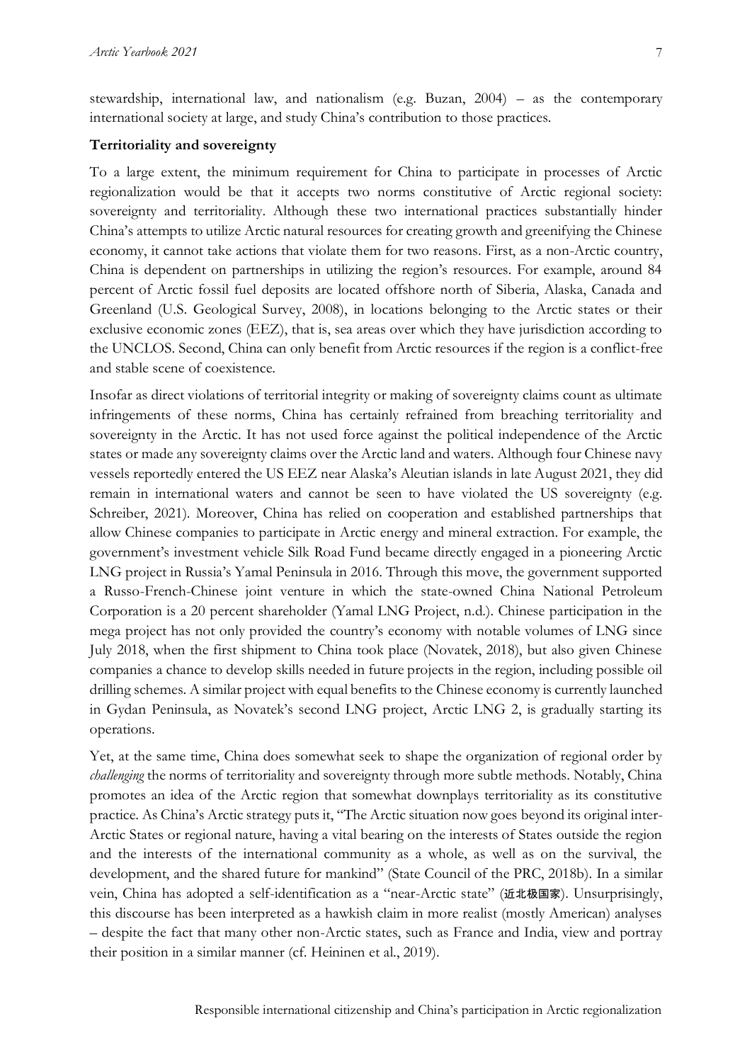stewardship, international law, and nationalism (e.g. Buzan, 2004) – as the contemporary international society at large, and study China's contribution to those practices.

**Territoriality and sovereignty**

To a large extent, the minimum requirement for China to participate in processes of Arctic regionalization would be that it accepts two norms constitutive of Arctic regional society: sovereignty and territoriality. Although these two international practices substantially hinder China's attempts to utilize Arctic natural resources for creating growth and greenifying the Chinese economy, it cannot take actions that violate them for two reasons. First, as a non-Arctic country, China is dependent on partnerships in utilizing the region's resources. For example, around 84 percent of Arctic fossil fuel deposits are located offshore north of Siberia, Alaska, Canada and Greenland (U.S. Geological Survey, 2008), in locations belonging to the Arctic states or their exclusive economic zones (EEZ), that is, sea areas over which they have jurisdiction according to the UNCLOS. Second, China can only benefit from Arctic resources if the region is a conflict-free and stable scene of coexistence.

Insofar as direct violations of territorial integrity or making of sovereignty claims count as ultimate infringements of these norms, China has certainly refrained from breaching territoriality and sovereignty in the Arctic. It has not used force against the political independence of the Arctic states or made any sovereignty claims over the Arctic land and waters. Although four Chinese navy vessels reportedly entered the US EEZ near Alaska's Aleutian islands in late August 2021, they did remain in international waters and cannot be seen to have violated the US sovereignty (e.g. Schreiber, 2021). Moreover, China has relied on cooperation and established partnerships that allow Chinese companies to participate in Arctic energy and mineral extraction. For example, the government's investment vehicle Silk Road Fund became directly engaged in a pioneering Arctic LNG project in Russia's Yamal Peninsula in 2016. Through this move, the government supported a Russo-French-Chinese joint venture in which the state-owned China National Petroleum Corporation is a 20 percent shareholder (Yamal LNG Project, n.d.). Chinese participation in the mega project has not only provided the country's economy with notable volumes of LNG since July 2018, when the first shipment to China took place (Novatek, 2018), but also given Chinese companies a chance to develop skills needed in future projects in the region, including possible oil drilling schemes. A similar project with equal benefits to the Chinese economy is currently launched in Gydan Peninsula, as Novatek's second LNG project, Arctic LNG 2, is gradually starting its operations.

Yet, at the same time, China does somewhat seek to shape the organization of regional order by *challenging* the norms of territoriality and sovereignty through more subtle methods. Notably, China promotes an idea of the Arctic region that somewhat downplays territoriality as its constitutive practice. As China's Arctic strategy puts it, "The Arctic situation now goes beyond its original inter-Arctic States or regional nature, having a vital bearing on the interests of States outside the region and the interests of the international community as a whole, as well as on the survival, the development, and the shared future for mankind" (State Council of the PRC, 2018b). In a similar vein, China has adopted a self-identification as a "near-Arctic state" (近北极国家). Unsurprisingly, this discourse has been interpreted as a hawkish claim in more realist (mostly American) analyses – despite the fact that many other non-Arctic states, such as France and India, view and portray their position in a similar manner (cf. Heininen et al., 2019).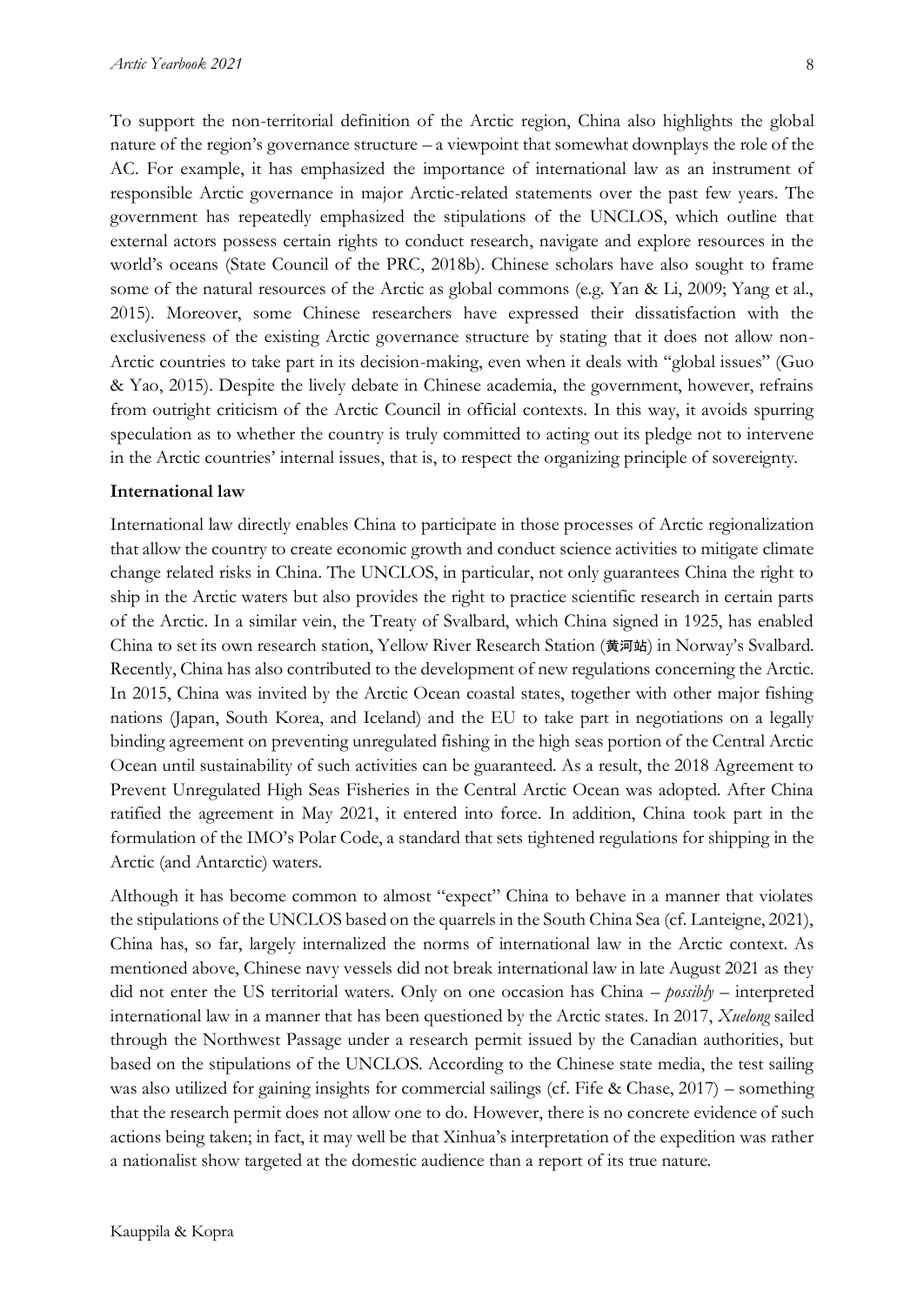To support the non-territorial definition of the Arctic region, China also highlights the global nature of the region's governance structure – a viewpoint that somewhat downplays the role of the AC. For example, it has emphasized the importance of international law as an instrument of responsible Arctic governance in major Arctic-related statements over the past few years. The government has repeatedly emphasized the stipulations of the UNCLOS, which outline that external actors possess certain rights to conduct research, navigate and explore resources in the world's oceans (State Council of the PRC, 2018b). Chinese scholars have also sought to frame some of the natural resources of the Arctic as global commons (e.g. Yan & Li, 2009; Yang et al., 2015). Moreover, some Chinese researchers have expressed their dissatisfaction with the exclusiveness of the existing Arctic governance structure by stating that it does not allow non-Arctic countries to take part in its decision-making, even when it deals with "global issues" (Guo & Yao, 2015). Despite the lively debate in Chinese academia, the government, however, refrains from outright criticism of the Arctic Council in official contexts. In this way, it avoids spurring speculation as to whether the country is truly committed to acting out its pledge not to intervene in the Arctic countries' internal issues, that is, to respect the organizing principle of sovereignty.

**International law**

International law directly enables China to participate in those processes of Arctic regionalization that allow the country to create economic growth and conduct science activities to mitigate climate change related risks in China. The UNCLOS, in particular, not only guarantees China the right to ship in the Arctic waters but also provides the right to practice scientific research in certain parts of the Arctic. In a similar vein, the Treaty of Svalbard, which China signed in 1925, has enabled China to set its own research station, Yellow River Research Station (黄河站) in Norway's Svalbard. Recently, China has also contributed to the development of new regulations concerning the Arctic. In 2015, China was invited by the Arctic Ocean coastal states, together with other major fishing nations (Japan, South Korea, and Iceland) and the EU to take part in negotiations on a legally binding agreement on preventing unregulated fishing in the high seas portion of the Central Arctic Ocean until sustainability of such activities can be guaranteed. As a result, the 2018 Agreement to Prevent Unregulated High Seas Fisheries in the Central Arctic Ocean was adopted. After China ratified the agreement in May 2021, it entered into force. In addition, China took part in the formulation of the IMO's Polar Code, a standard that sets tightened regulations for shipping in the Arctic (and Antarctic) waters.

Although it has become common to almost "expect" China to behave in a manner that violates the stipulations of the UNCLOS based on the quarrels in the South China Sea (cf. Lanteigne, 2021), China has, so far, largely internalized the norms of international law in the Arctic context. As mentioned above, Chinese navy vessels did not break international law in late August 2021 as they did not enter the US territorial waters. Only on one occasion has China – *possibly* – interpreted international law in a manner that has been questioned by the Arctic states. In 2017, *Xuelong* sailed through the Northwest Passage under a research permit issued by the Canadian authorities, but based on the stipulations of the UNCLOS. According to the Chinese state media, the test sailing was also utilized for gaining insights for commercial sailings (cf. Fife & Chase, 2017) – something that the research permit does not allow one to do. However, there is no concrete evidence of such actions being taken; in fact, it may well be that Xinhua's interpretation of the expedition was rather a nationalist show targeted at the domestic audience than a report of its true nature.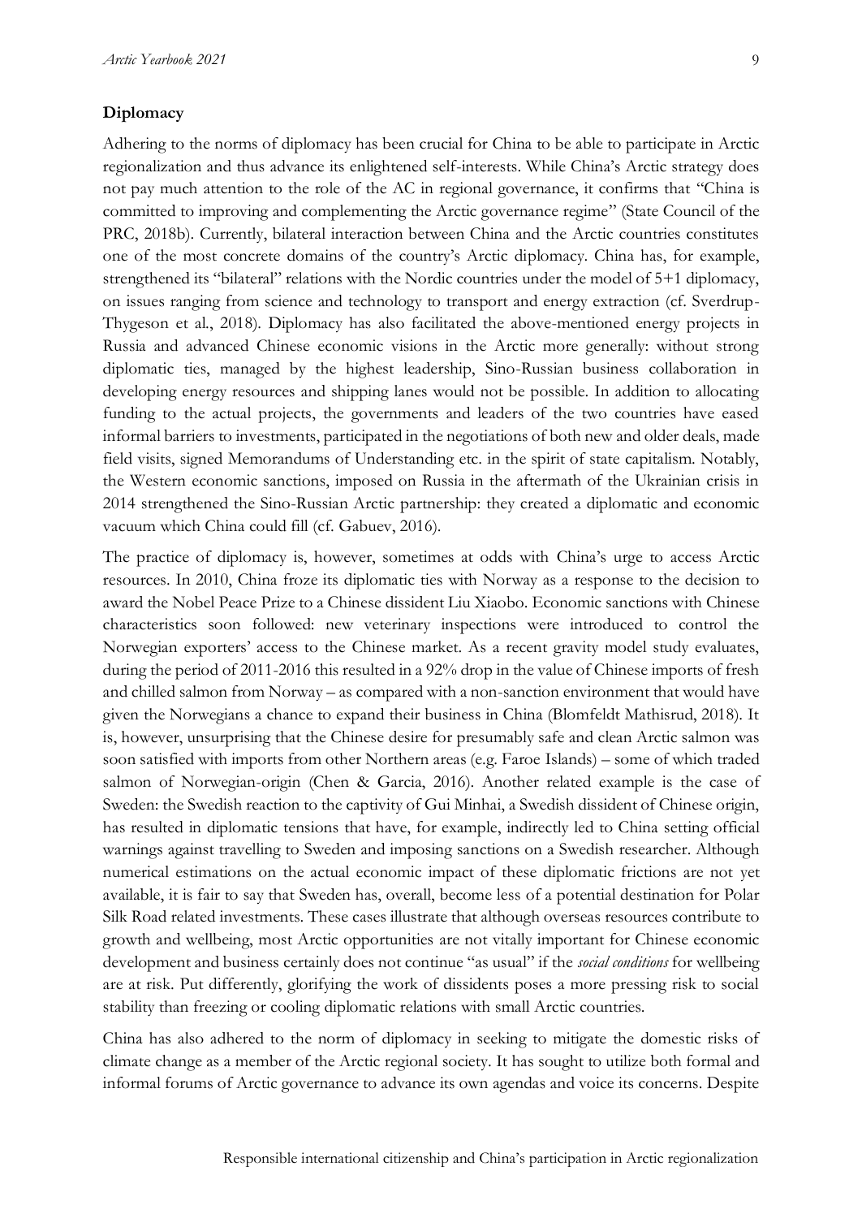**Diplomacy**

Adhering to the norms of diplomacy has been crucial for China to be able to participate in Arctic regionalization and thus advance its enlightened self-interests. While China's Arctic strategy does not pay much attention to the role of the AC in regional governance, it confirms that "China is committed to improving and complementing the Arctic governance regime" (State Council of the PRC, 2018b). Currently, bilateral interaction between China and the Arctic countries constitutes one of the most concrete domains of the country's Arctic diplomacy. China has, for example, strengthened its "bilateral" relations with the Nordic countries under the model of 5+1 diplomacy, on issues ranging from science and technology to transport and energy extraction (cf. Sverdrup-Thygeson et al., 2018). Diplomacy has also facilitated the above-mentioned energy projects in Russia and advanced Chinese economic visions in the Arctic more generally: without strong diplomatic ties, managed by the highest leadership, Sino-Russian business collaboration in developing energy resources and shipping lanes would not be possible. In addition to allocating funding to the actual projects, the governments and leaders of the two countries have eased informal barriers to investments, participated in the negotiations of both new and older deals, made field visits, signed Memorandums of Understanding etc. in the spirit of state capitalism. Notably, the Western economic sanctions, imposed on Russia in the aftermath of the Ukrainian crisis in 2014 strengthened the Sino-Russian Arctic partnership: they created a diplomatic and economic vacuum which China could fill (cf. Gabuev, 2016).

The practice of diplomacy is, however, sometimes at odds with China's urge to access Arctic resources. In 2010, China froze its diplomatic ties with Norway as a response to the decision to award the Nobel Peace Prize to a Chinese dissident Liu Xiaobo. Economic sanctions with Chinese characteristics soon followed: new veterinary inspections were introduced to control the Norwegian exporters' access to the Chinese market. As a recent gravity model study evaluates, during the period of 2011-2016 this resulted in a 92% drop in the value of Chinese imports of fresh and chilled salmon from Norway – as compared with a non-sanction environment that would have given the Norwegians a chance to expand their business in China (Blomfeldt Mathisrud, 2018). It is, however, unsurprising that the Chinese desire for presumably safe and clean Arctic salmon was soon satisfied with imports from other Northern areas (e.g. Faroe Islands) – some of which traded salmon of Norwegian-origin (Chen & Garcia, 2016). Another related example is the case of Sweden: the Swedish reaction to the captivity of Gui Minhai, a Swedish dissident of Chinese origin, has resulted in diplomatic tensions that have, for example, indirectly led to China setting official warnings against travelling to Sweden and imposing sanctions on a Swedish researcher. Although numerical estimations on the actual economic impact of these diplomatic frictions are not yet available, it is fair to say that Sweden has, overall, become less of a potential destination for Polar Silk Road related investments. These cases illustrate that although overseas resources contribute to growth and wellbeing, most Arctic opportunities are not vitally important for Chinese economic development and business certainly does not continue "as usual" if the *social conditions* for wellbeing are at risk. Put differently, glorifying the work of dissidents poses a more pressing risk to social stability than freezing or cooling diplomatic relations with small Arctic countries.

China has also adhered to the norm of diplomacy in seeking to mitigate the domestic risks of climate change as a member of the Arctic regional society. It has sought to utilize both formal and informal forums of Arctic governance to advance its own agendas and voice its concerns. Despite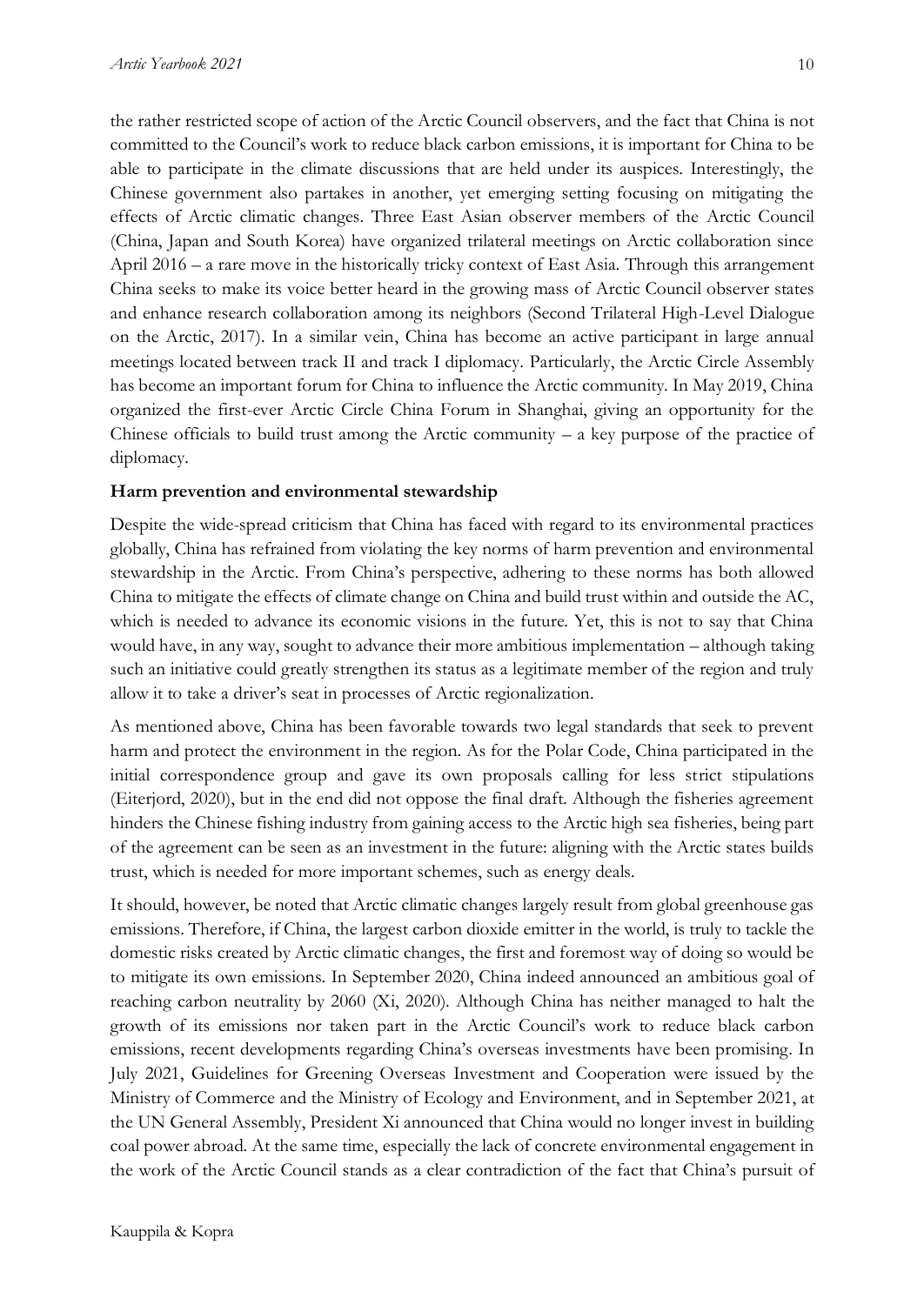the rather restricted scope of action of the Arctic Council observers, and the fact that China is not committed to the Council's work to reduce black carbon emissions, it is important for China to be able to participate in the climate discussions that are held under its auspices. Interestingly, the Chinese government also partakes in another, yet emerging setting focusing on mitigating the effects of Arctic climatic changes. Three East Asian observer members of the Arctic Council (China, Japan and South Korea) have organized trilateral meetings on Arctic collaboration since April 2016 – a rare move in the historically tricky context of East Asia. Through this arrangement China seeks to make its voice better heard in the growing mass of Arctic Council observer states and enhance research collaboration among its neighbors (Second Trilateral High-Level Dialogue on the Arctic, 2017). In a similar vein, China has become an active participant in large annual meetings located between track II and track I diplomacy. Particularly, the Arctic Circle Assembly has become an important forum for China to influence the Arctic community. In May 2019, China organized the first-ever Arctic Circle China Forum in Shanghai, giving an opportunity for the Chinese officials to build trust among the Arctic community – a key purpose of the practice of diplomacy.

**Harm prevention and environmental stewardship**

Despite the wide-spread criticism that China has faced with regard to its environmental practices globally, China has refrained from violating the key norms of harm prevention and environmental stewardship in the Arctic. From China's perspective, adhering to these norms has both allowed China to mitigate the effects of climate change on China and build trust within and outside the AC, which is needed to advance its economic visions in the future. Yet, this is not to say that China would have, in any way, sought to advance their more ambitious implementation – although taking such an initiative could greatly strengthen its status as a legitimate member of the region and truly allow it to take a driver's seat in processes of Arctic regionalization.

As mentioned above, China has been favorable towards two legal standards that seek to prevent harm and protect the environment in the region. As for the Polar Code, China participated in the initial correspondence group and gave its own proposals calling for less strict stipulations (Eiterjord, 2020), but in the end did not oppose the final draft. Although the fisheries agreement hinders the Chinese fishing industry from gaining access to the Arctic high sea fisheries, being part of the agreement can be seen as an investment in the future: aligning with the Arctic states builds trust, which is needed for more important schemes, such as energy deals.

It should, however, be noted that Arctic climatic changes largely result from global greenhouse gas emissions. Therefore, if China, the largest carbon dioxide emitter in the world, is truly to tackle the domestic risks created by Arctic climatic changes, the first and foremost way of doing so would be to mitigate its own emissions. In September 2020, China indeed announced an ambitious goal of reaching carbon neutrality by 2060 (Xi, 2020). Although China has neither managed to halt the growth of its emissions nor taken part in the Arctic Council's work to reduce black carbon emissions, recent developments regarding China's overseas investments have been promising. In July 2021, Guidelines for Greening Overseas Investment and Cooperation were issued by the Ministry of Commerce and the Ministry of Ecology and Environment, and in September 2021, at the UN General Assembly, President Xi announced that China would no longer invest in building coal power abroad. At the same time, especially the lack of concrete environmental engagement in the work of the Arctic Council stands as a clear contradiction of the fact that China's pursuit of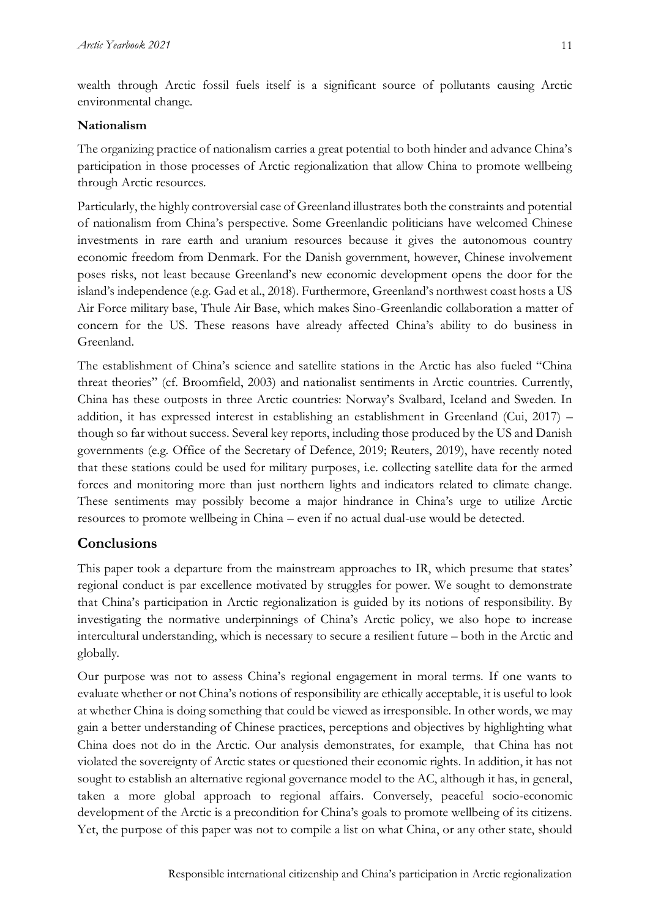wealth through Arctic fossil fuels itself is a significant source of pollutants causing Arctic environmental change.

**Nationalism**

The organizing practice of nationalism carries a great potential to both hinder and advance China's participation in those processes of Arctic regionalization that allow China to promote wellbeing through Arctic resources.

Particularly, the highly controversial case of Greenland illustrates both the constraints and potential of nationalism from China's perspective. Some Greenlandic politicians have welcomed Chinese investments in rare earth and uranium resources because it gives the autonomous country economic freedom from Denmark. For the Danish government, however, Chinese involvement poses risks, not least because Greenland's new economic development opens the door for the island's independence (e.g. Gad et al., 2018). Furthermore, Greenland's northwest coast hosts a US Air Force military base, Thule Air Base, which makes Sino-Greenlandic collaboration a matter of concern for the US. These reasons have already affected China's ability to do business in Greenland.

The establishment of China's science and satellite stations in the Arctic has also fueled "China threat theories" (cf. Broomfield, 2003) and nationalist sentiments in Arctic countries. Currently, China has these outposts in three Arctic countries: Norway's Svalbard, Iceland and Sweden. In addition, it has expressed interest in establishing an establishment in Greenland (Cui, 2017) – though so far without success. Several key reports, including those produced by the US and Danish governments (e.g. Office of the Secretary of Defence, 2019; Reuters, 2019), have recently noted that these stations could be used for military purposes, i.e. collecting satellite data for the armed forces and monitoring more than just northern lights and indicators related to climate change. These sentiments may possibly become a major hindrance in China's urge to utilize Arctic resources to promote wellbeing in China – even if no actual dual-use would be detected.

## Conclusions

This paper took a departure from the mainstream approaches to IR, which presume that states' regional conduct is par excellence motivated by struggles for power. We sought to demonstrate that China's participation in Arctic regionalization is guided by its notions of responsibility. By investigating the normative underpinnings of China's Arctic policy, we also hope to increase intercultural understanding, which is necessary to secure a resilient future – both in the Arctic and globally.

Our purpose was not to assess China's regional engagement in moral terms. If one wants to evaluate whether or not China's notions of responsibility are ethically acceptable, it is useful to look at whether China is doing something that could be viewed as irresponsible. In other words, we may gain a better understanding of Chinese practices, perceptions and objectives by highlighting what China does not do in the Arctic. Our analysis demonstrates, for example, that China has not violated the sovereignty of Arctic states or questioned their economic rights. In addition, it has not sought to establish an alternative regional governance model to the AC, although it has, in general, taken a more global approach to regional affairs. Conversely, peaceful socio-economic development of the Arctic is a precondition for China's goals to promote wellbeing of its citizens. Yet, the purpose of this paper was not to compile a list on what China, or any other state, should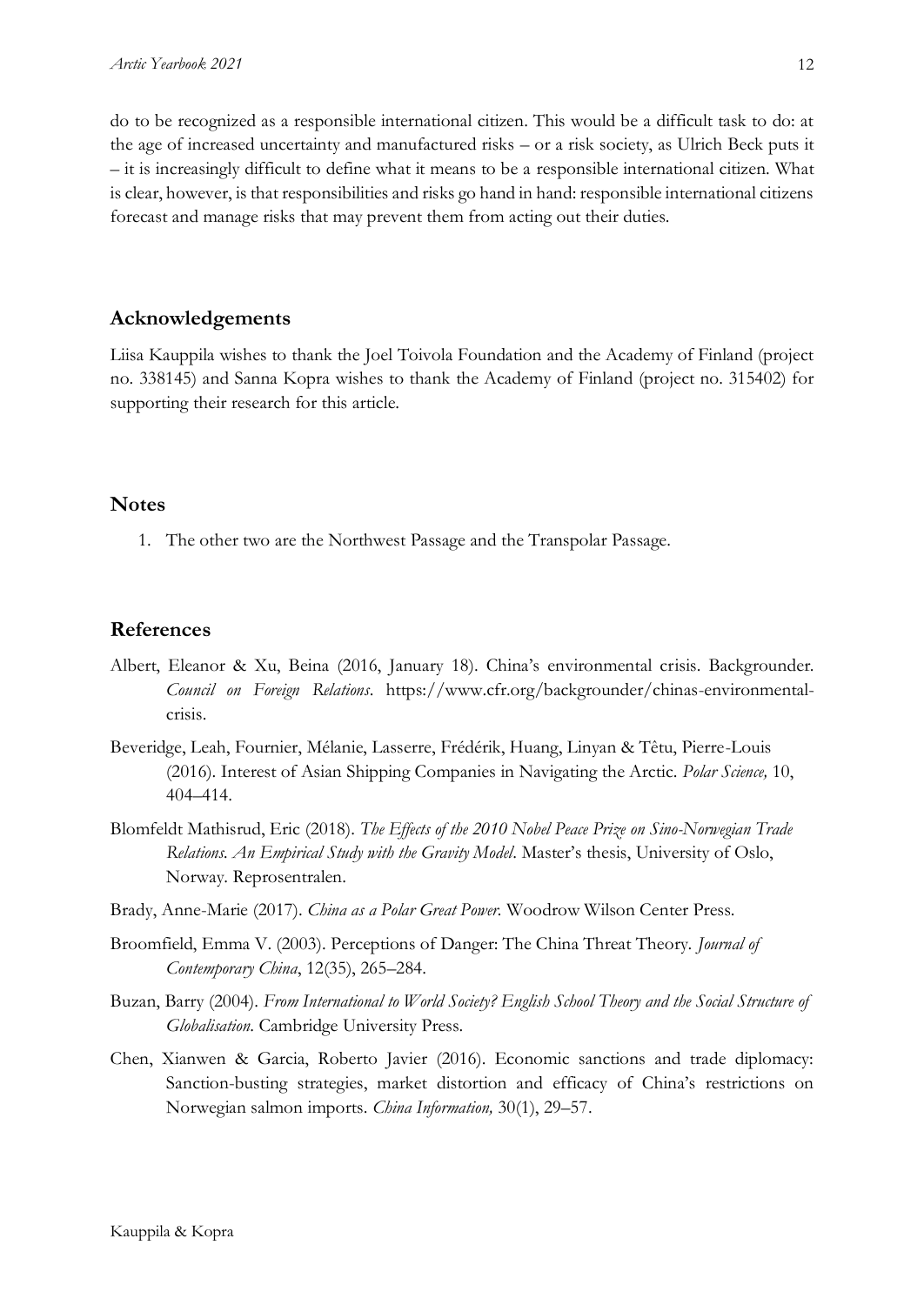do to be recognized as a responsible international citizen. This would be a difficult task to do: at the age of increased uncertainty and manufactured risks – or a risk society, as Ulrich Beck puts it – it is increasingly difficult to define what it means to be a responsible international citizen. What is clear, however, is that responsibilities and risks go hand in hand: responsible international citizens forecast and manage risks that may prevent them from acting out their duties.

## Acknowledgements

Liisa Kauppila wishes to thank the Joel Toivola Foundation and the Academy of Finland (project no. 338145) and Sanna Kopra wishes to thank the Academy of Finland (project no. 315402) for supporting their research for this article.

## Notes

1. The other two are the Northwest Passage and the Transpolar Passage.

## References

Albert, Eleanor & Xu, Beina (2016, January 18). China's environmental crisis. Backgrounder. *Council on Foreign Relations*. https://www.cfr.org/backgrounder/chinas-environmental-crisis.

Beveridge, Leah, Fournier, Mélanie, Lasserre, Frédérik, Huang, Linyan & Têtu, Pierre-Louis (2016). Interest of Asian Shipping Companies in Navigating the Arctic. *Polar Science,* 10, 404–414.

Blomfeldt Mathisrud, Eric (2018). *The Effects of the 2010 Nobel Peace Prize on Sino-Norwegian Trade Relations. An Empirical Study with the Gravity Model*. Master's thesis, University of Oslo, Norway. Reprosentralen.

Brady, Anne-Marie (2017). *China as a Polar Great Power*. Woodrow Wilson Center Press.

Broomfield, Emma V. (2003). Perceptions of Danger: The China Threat Theory. *Journal of Contemporary China*, 12(35), 265–284.

Buzan, Barry (2004). *From International to World Society? English School Theory and the Social Structure of Globalisation*. Cambridge University Press.

Chen, Xianwen & Garcia, Roberto Javier (2016). Economic sanctions and trade diplomacy: Sanction-busting strategies, market distortion and efficacy of China's restrictions on Norwegian salmon imports. *China Information,* 30(1), 29–57.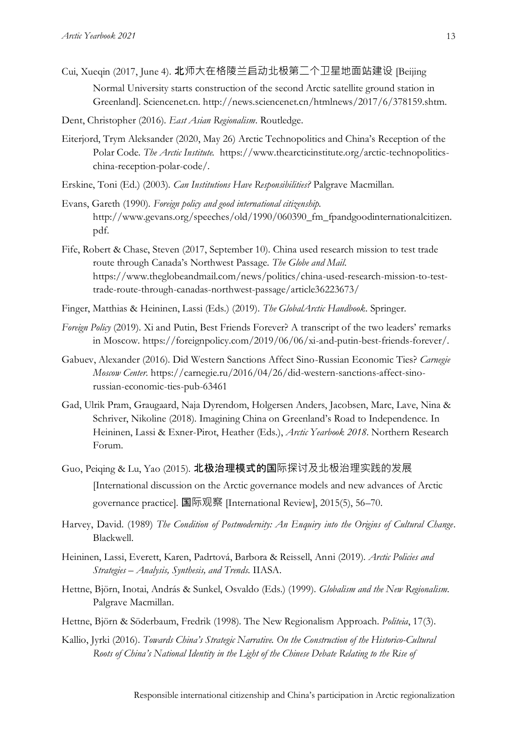Cui, Xueqin (2017, June 4). 北师大在格陵兰启动北极第二个卫星地面站建设 [Beijing Normal University starts construction of the second Arctic satellite ground station in Greenland]. Sciencenet.cn. http://news.sciencenet.cn/htmlnews/2017/6/378159.shtm.

Dent, Christopher (2016). *East Asian Regionalism*. Routledge.

Eiterjord, Trym Aleksander (2020, May 26) Arctic Technopolitics and China's Reception of the Polar Code. *The Arctic Institute.* https://www.thearcticinstitute.org/arctic-technopolitics-china-reception-polar-code/.

Erskine, Toni (Ed.) (2003). *Can Institutions Have Responsibilities?* Palgrave Macmillan.

Evans, Gareth (1990). *Foreign policy and good international citizenship.* http://www.gevans.org/speeches/old/1990/060390_fm_fpandgoodinternationalcitizen.pdf.

Fife, Robert & Chase, Steven (2017, September 10). China used research mission to test trade route through Canada's Northwest Passage. *The Globe and Mail.* https://www.theglobeandmail.com/news/politics/china-used-research-mission-to-test-trade-route-through-canadas-northwest-passage/article36223673/

Finger, Matthias & Heininen, Lassi (Eds.) (2019). *The GlobalArctic Handbook*. Springer.

*Foreign Policy* (2019). Xi and Putin, Best Friends Forever? A transcript of the two leaders' remarks in Moscow. https://foreignpolicy.com/2019/06/06/xi-and-putin-best-friends-forever/.

Gabuev, Alexander (2016). Did Western Sanctions Affect Sino-Russian Economic Ties? *Carnegie Moscow Center.* https://carnegie.ru/2016/04/26/did-western-sanctions-affect-sino-russian-economic-ties-pub-63461

Gad, Ulrik Pram, Graugaard, Naja Dyrendom, Holgersen Anders, Jacobsen, Marc, Lave, Nina & Schriver, Nikoline (2018). Imagining China on Greenland's Road to Independence. In Heininen, Lassi & Exner-Pirot, Heather (Eds.), *Arctic Yearbook 2018*. Northern Research Forum.

Guo, Peiqing & Lu, Yao (2015). 北极治理模式的国际探讨及北极治理实践的发展 [International discussion on the Arctic governance models and new advances of Arctic governance practice]. 国际观察 [International Review], 2015(5), 56–70.

Harvey, David. (1989) *The Condition of Postmodernity: An Enquiry into the Origins of Cultural Change*. Blackwell.

Heininen, Lassi, Everett, Karen, Padrtová, Barbora & Reissell, Anni (2019). *Arctic Policies and Strategies – Analysis, Synthesis, and Trends.* IIASA.

Hettne, Björn, Inotai, András & Sunkel, Osvaldo (Eds.) (1999). *Globalism and the New Regionalism.* Palgrave Macmillan.

Hettne, Björn & Söderbaum, Fredrik (1998). The New Regionalism Approach. *Politeia*, 17(3).

Kallio, Jyrki (2016). *Towards China's Strategic Narrative. On the Construction of the Historico-Cultural Roots of China's National Identity in the Light of the Chinese Debate Relating to the Rise of*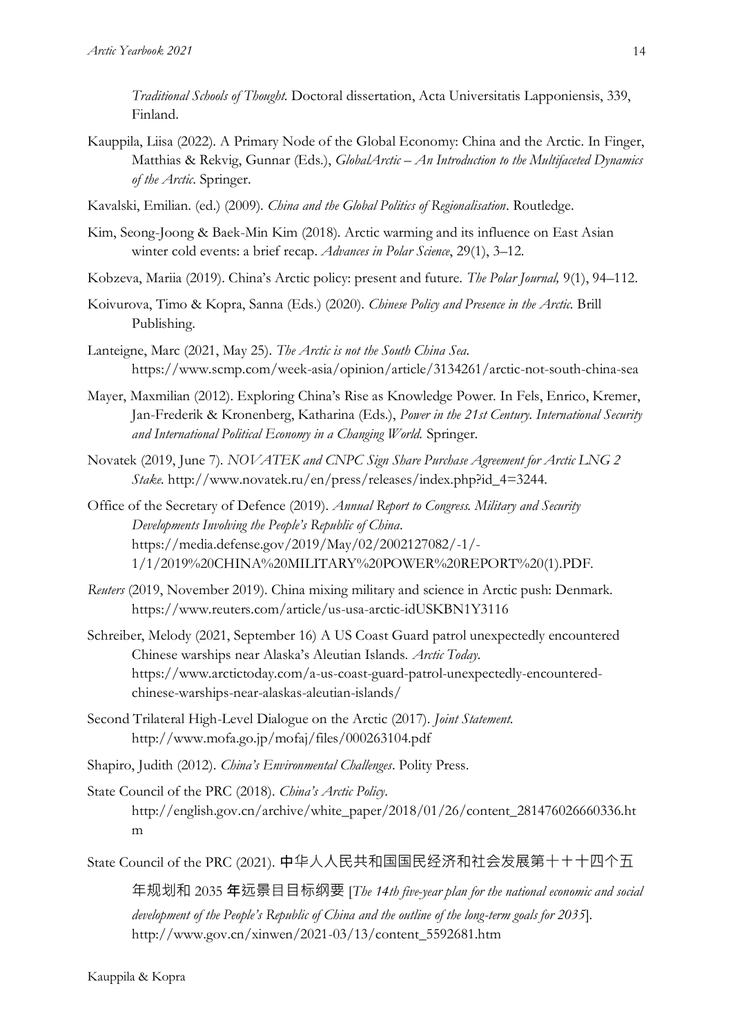*Traditional Schools of Thought*. Doctoral dissertation, Acta Universitatis Lapponiensis, 339, Finland.

Kauppila, Liisa (2022). A Primary Node of the Global Economy: China and the Arctic. In Finger, Matthias & Rekvig, Gunnar (Eds.), *GlobalArctic – An Introduction to the Multifaceted Dynamics of the Arctic*. Springer.

Kavalski, Emilian. (ed.) (2009). *China and the Global Politics of Regionalisation*. Routledge.

Kim, Seong-Joong & Baek-Min Kim (2018). Arctic warming and its influence on East Asian winter cold events: a brief recap. *Advances in Polar Science*, 29(1), 3–12.

Kobzeva, Mariia (2019). China's Arctic policy: present and future. *The Polar Journal,* 9(1), 94–112.

Koivurova, Timo & Kopra, Sanna (Eds.) (2020). *Chinese Policy and Presence in the Arctic.* Brill Publishing.

Lanteigne, Marc (2021, May 25). *The Arctic is not the South China Sea.* https://www.scmp.com/week-asia/opinion/article/3134261/arctic-not-south-china-sea

Mayer, Maxmilian (2012). Exploring China's Rise as Knowledge Power. In Fels, Enrico, Kremer, Jan-Frederik & Kronenberg, Katharina (Eds.), *Power in the 21st Century. International Security and International Political Economy in a Changing World.* Springer.

Novatek (2019, June 7). *NOVATEK and CNPC Sign Share Purchase Agreement for Arctic LNG 2 Stake.* http://www.novatek.ru/en/press/releases/index.php?id_4=3244.

Office of the Secretary of Defence (2019). *Annual Report to Congress. Military and Security Developments Involving the People's Republic of China*. https://media.defense.gov/2019/May/02/2002127082/-1/-1/1/2019%20CHINA%20MILITARY%20POWER%20REPORT%20(1).PDF.

*Reuters* (2019, November 2019). China mixing military and science in Arctic push: Denmark. https://www.reuters.com/article/us-usa-arctic-idUSKBN1Y3116

Schreiber, Melody (2021, September 16) A US Coast Guard patrol unexpectedly encountered Chinese warships near Alaska's Aleutian Islands. *Arctic Today.* https://www.arctictoday.com/a-us-coast-guard-patrol-unexpectedly-encountered-chinese-warships-near-alaskas-aleutian-islands/

Second Trilateral High-Level Dialogue on the Arctic (2017). *Joint Statement.* http://www.mofa.go.jp/mofaj/files/000263104.pdf

Shapiro, Judith (2012). *China's Environmental Challenges*. Polity Press.

State Council of the PRC (2018). *China's Arctic Policy.* http://english.gov.cn/archive/white_paper/2018/01/26/content_281476026660336.htm

State Council of the PRC (2021). 中华人人民共和国国民经济和社会发展第十十十四个五年规划和 2035 年远景目目标纲要 [*The 14th five-year plan for the national economic and social development of the People's Republic of China and the outline of the long-term goals for 2035*]. http://www.gov.cn/xinwen/2021-03/13/content_5592681.htm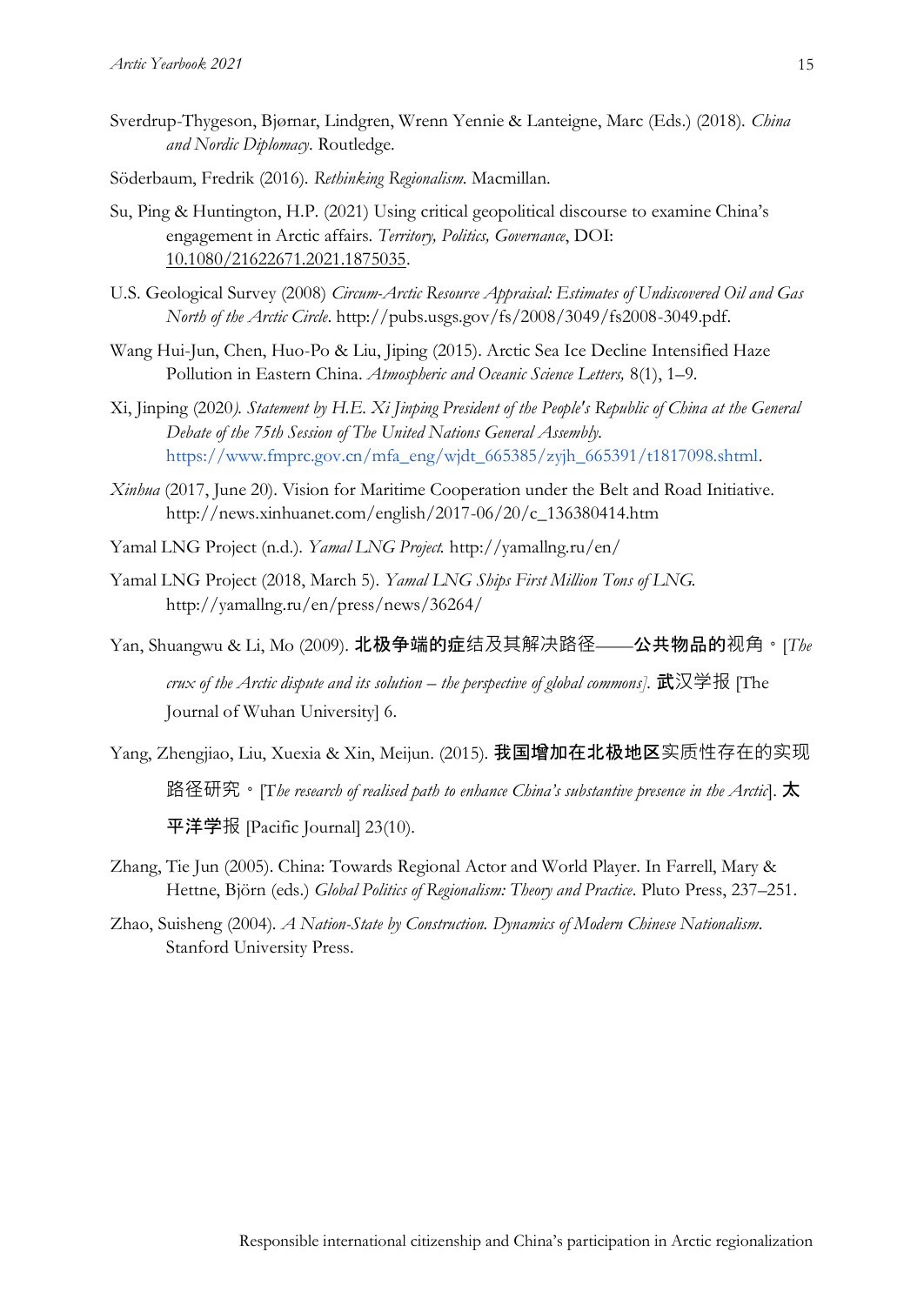Sverdrup-Thygeson, Bjørnar, Lindgren, Wrenn Yennie & Lanteigne, Marc (Eds.) (2018). *China and Nordic Diplomacy*. Routledge.

Söderbaum, Fredrik (2016). *Rethinking Regionalism*. Macmillan.

Su, Ping & Huntington, H.P. (2021) Using critical geopolitical discourse to examine China's engagement in Arctic affairs. *Territory, Politics, Governance*, DOI: 10.1080/21622671.2021.1875035.

U.S. Geological Survey (2008) *Circum-Arctic Resource Appraisal: Estimates of Undiscovered Oil and Gas North of the Arctic Circle*. http://pubs.usgs.gov/fs/2008/3049/fs2008-3049.pdf.

Wang Hui-Jun, Chen, Huo-Po & Liu, Jiping (2015). Arctic Sea Ice Decline Intensified Haze Pollution in Eastern China. *Atmospheric and Oceanic Science Letters,* 8(1), 1–9.

Xi, Jinping (2020*). Statement by H.E. Xi Jinping President of the People's Republic of China at the General Debate of the 75th Session of The United Nations General Assembly.* https://www.fmprc.gov.cn/mfa_eng/wjdt_665385/zyjh_665391/t1817098.shtml.

*Xinhua* (2017, June 20). Vision for Maritime Cooperation under the Belt and Road Initiative. http://news.xinhuanet.com/english/2017-06/20/c_136380414.htm

Yamal LNG Project (n.d.). *Yamal LNG Project.* http://yamallng.ru/en/

Yamal LNG Project (2018, March 5). *Yamal LNG Ships First Million Tons of LNG.* http://yamallng.ru/en/press/news/36264/

Yan, Shuangwu & Li, Mo (2009). 北极争端的症结及其解决路径——公共物品的视角。[*The crux of the Arctic dispute and its solution – the perspective of global commons*]. 武汉学报 [The Journal of Wuhan University] 6.

Yang, Zhengjiao, Liu, Xuexia & Xin, Meijun. (2015). 我国增加在北极地区实质性存在的实现路径研究。[T*he research of realised path to enhance China's substantive presence in the Arctic*]. 太平洋学报 [Pacific Journal] 23(10).

Zhang, Tie Jun (2005). China: Towards Regional Actor and World Player. In Farrell, Mary & Hettne, Björn (eds.) *Global Politics of Regionalism: Theory and Practice*. Pluto Press, 237–251.

Zhao, Suisheng (2004). *A Nation-State by Construction. Dynamics of Modern Chinese Nationalism*. Stanford University Press.